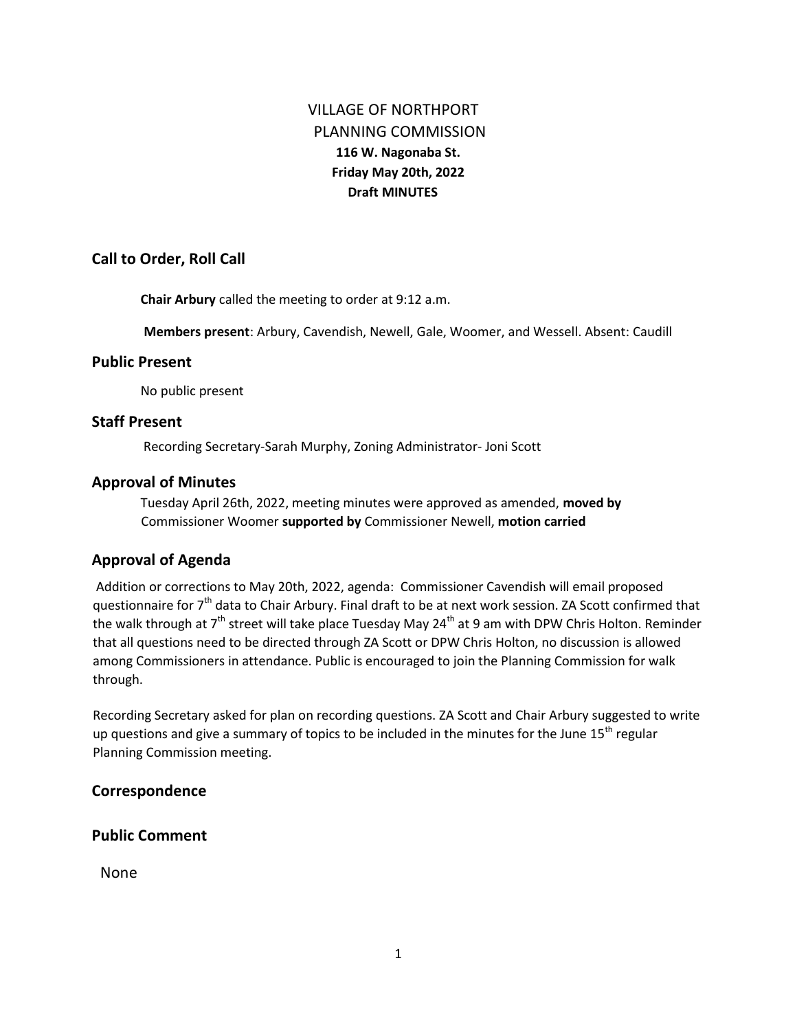# VILLAGE OF NORTHPORT
# PLANNING COMMISSION

**116 W. Nagonaba St.**
**Friday May 20th, 2022**
**Draft MINUTES**

## Call to Order, Roll Call

**Chair Arbury** called the meeting to order at 9:12 a.m.

**Members present**: Arbury, Cavendish, Newell, Gale, Woomer, and Wessell. Absent: Caudill

## Public Present

No public present

## Staff Present

Recording Secretary-Sarah Murphy, Zoning Administrator- Joni Scott

## Approval of Minutes

Tuesday April 26th, 2022, meeting minutes were approved as amended, **moved by** Commissioner Woomer **supported by** Commissioner Newell, **motion carried**

## Approval of Agenda

Addition or corrections to May 20th, 2022, agenda: Commissioner Cavendish will email proposed questionnaire for 7th data to Chair Arbury. Final draft to be at next work session. ZA Scott confirmed that the walk through at 7th street will take place Tuesday May 24th at 9 am with DPW Chris Holton. Reminder that all questions need to be directed through ZA Scott or DPW Chris Holton, no discussion is allowed among Commissioners in attendance. Public is encouraged to join the Planning Commission for walk through.

Recording Secretary asked for plan on recording questions. ZA Scott and Chair Arbury suggested to write up questions and give a summary of topics to be included in the minutes for the June 15th regular Planning Commission meeting.

## Correspondence

## Public Comment

None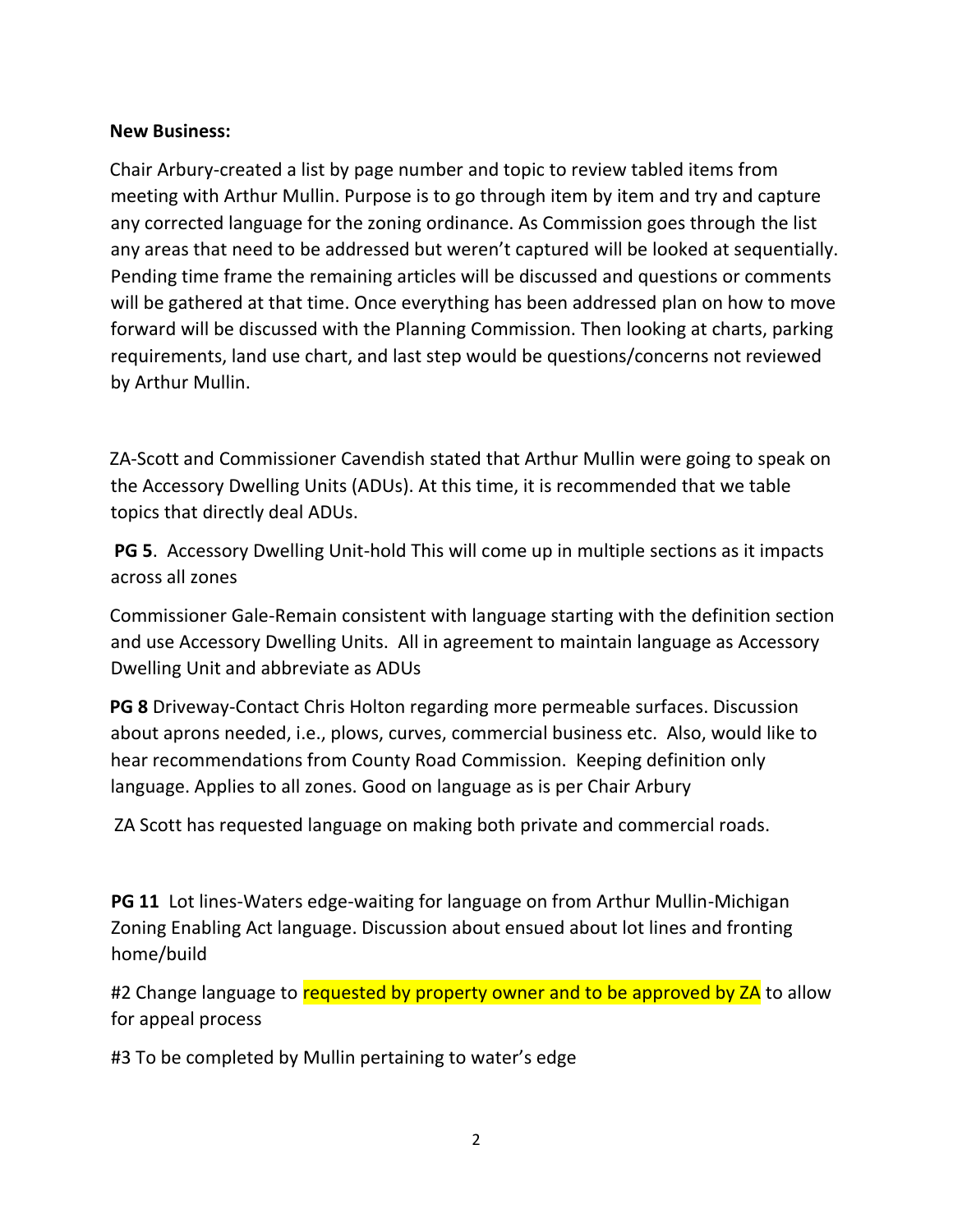**New Business:**

Chair Arbury-created a list by page number and topic to review tabled items from meeting with Arthur Mullin. Purpose is to go through item by item and try and capture any corrected language for the zoning ordinance. As Commission goes through the list any areas that need to be addressed but weren't captured will be looked at sequentially. Pending time frame the remaining articles will be discussed and questions or comments will be gathered at that time. Once everything has been addressed plan on how to move forward will be discussed with the Planning Commission. Then looking at charts, parking requirements, land use chart, and last step would be questions/concerns not reviewed by Arthur Mullin.

ZA-Scott and Commissioner Cavendish stated that Arthur Mullin were going to speak on the Accessory Dwelling Units (ADUs). At this time, it is recommended that we table topics that directly deal ADUs.

**PG 5**. Accessory Dwelling Unit-hold This will come up in multiple sections as it impacts across all zones

Commissioner Gale-Remain consistent with language starting with the definition section and use Accessory Dwelling Units. All in agreement to maintain language as Accessory Dwelling Unit and abbreviate as ADUs

**PG 8** Driveway-Contact Chris Holton regarding more permeable surfaces. Discussion about aprons needed, i.e., plows, curves, commercial business etc. Also, would like to hear recommendations from County Road Commission. Keeping definition only language. Applies to all zones. Good on language as is per Chair Arbury

ZA Scott has requested language on making both private and commercial roads.

**PG 11** Lot lines-Waters edge-waiting for language on from Arthur Mullin-Michigan Zoning Enabling Act language. Discussion about ensued about lot lines and fronting home/build

#2 Change language to requested by property owner and to be approved by ZA to allow for appeal process

#3 To be completed by Mullin pertaining to water's edge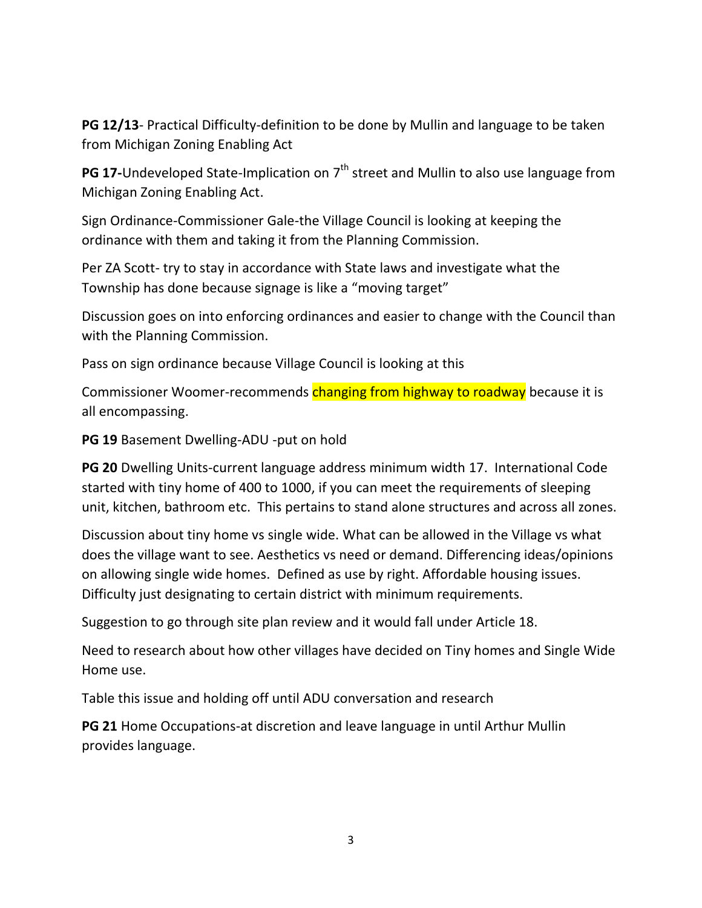**PG 12/13**- Practical Difficulty-definition to be done by Mullin and language to be taken from Michigan Zoning Enabling Act

**PG 17-**Undeveloped State-Implication on 7th street and Mullin to also use language from Michigan Zoning Enabling Act.

Sign Ordinance-Commissioner Gale-the Village Council is looking at keeping the ordinance with them and taking it from the Planning Commission.

Per ZA Scott- try to stay in accordance with State laws and investigate what the Township has done because signage is like a "moving target"

Discussion goes on into enforcing ordinances and easier to change with the Council than with the Planning Commission.

Pass on sign ordinance because Village Council is looking at this

Commissioner Woomer-recommends changing from highway to roadway because it is all encompassing.

**PG 19** Basement Dwelling-ADU -put on hold

**PG 20** Dwelling Units-current language address minimum width 17. International Code started with tiny home of 400 to 1000, if you can meet the requirements of sleeping unit, kitchen, bathroom etc. This pertains to stand alone structures and across all zones.

Discussion about tiny home vs single wide. What can be allowed in the Village vs what does the village want to see. Aesthetics vs need or demand. Differencing ideas/opinions on allowing single wide homes. Defined as use by right. Affordable housing issues. Difficulty just designating to certain district with minimum requirements.

Suggestion to go through site plan review and it would fall under Article 18.

Need to research about how other villages have decided on Tiny homes and Single Wide Home use.

Table this issue and holding off until ADU conversation and research

**PG 21** Home Occupations-at discretion and leave language in until Arthur Mullin provides language.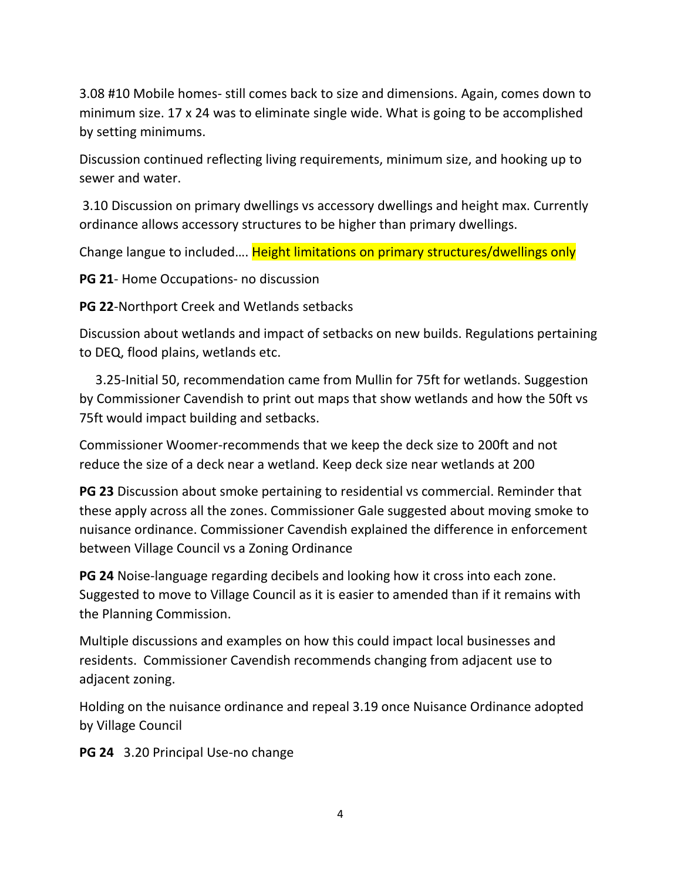3.08 #10 Mobile homes- still comes back to size and dimensions. Again, comes down to minimum size. 17 x 24 was to eliminate single wide. What is going to be accomplished by setting minimums.

Discussion continued reflecting living requirements, minimum size, and hooking up to sewer and water.

3.10 Discussion on primary dwellings vs accessory dwellings and height max. Currently ordinance allows accessory structures to be higher than primary dwellings.

Change langue to included…. Height limitations on primary structures/dwellings only

**PG 21**- Home Occupations- no discussion

**PG 22**-Northport Creek and Wetlands setbacks

Discussion about wetlands and impact of setbacks on new builds. Regulations pertaining to DEQ, flood plains, wetlands etc.

3.25-Initial 50, recommendation came from Mullin for 75ft for wetlands. Suggestion by Commissioner Cavendish to print out maps that show wetlands and how the 50ft vs 75ft would impact building and setbacks.

Commissioner Woomer-recommends that we keep the deck size to 200ft and not reduce the size of a deck near a wetland. Keep deck size near wetlands at 200

**PG 23** Discussion about smoke pertaining to residential vs commercial. Reminder that these apply across all the zones. Commissioner Gale suggested about moving smoke to nuisance ordinance. Commissioner Cavendish explained the difference in enforcement between Village Council vs a Zoning Ordinance

**PG 24** Noise-language regarding decibels and looking how it cross into each zone. Suggested to move to Village Council as it is easier to amended than if it remains with the Planning Commission.

Multiple discussions and examples on how this could impact local businesses and residents. Commissioner Cavendish recommends changing from adjacent use to adjacent zoning.

Holding on the nuisance ordinance and repeal 3.19 once Nuisance Ordinance adopted by Village Council

**PG 24** 3.20 Principal Use-no change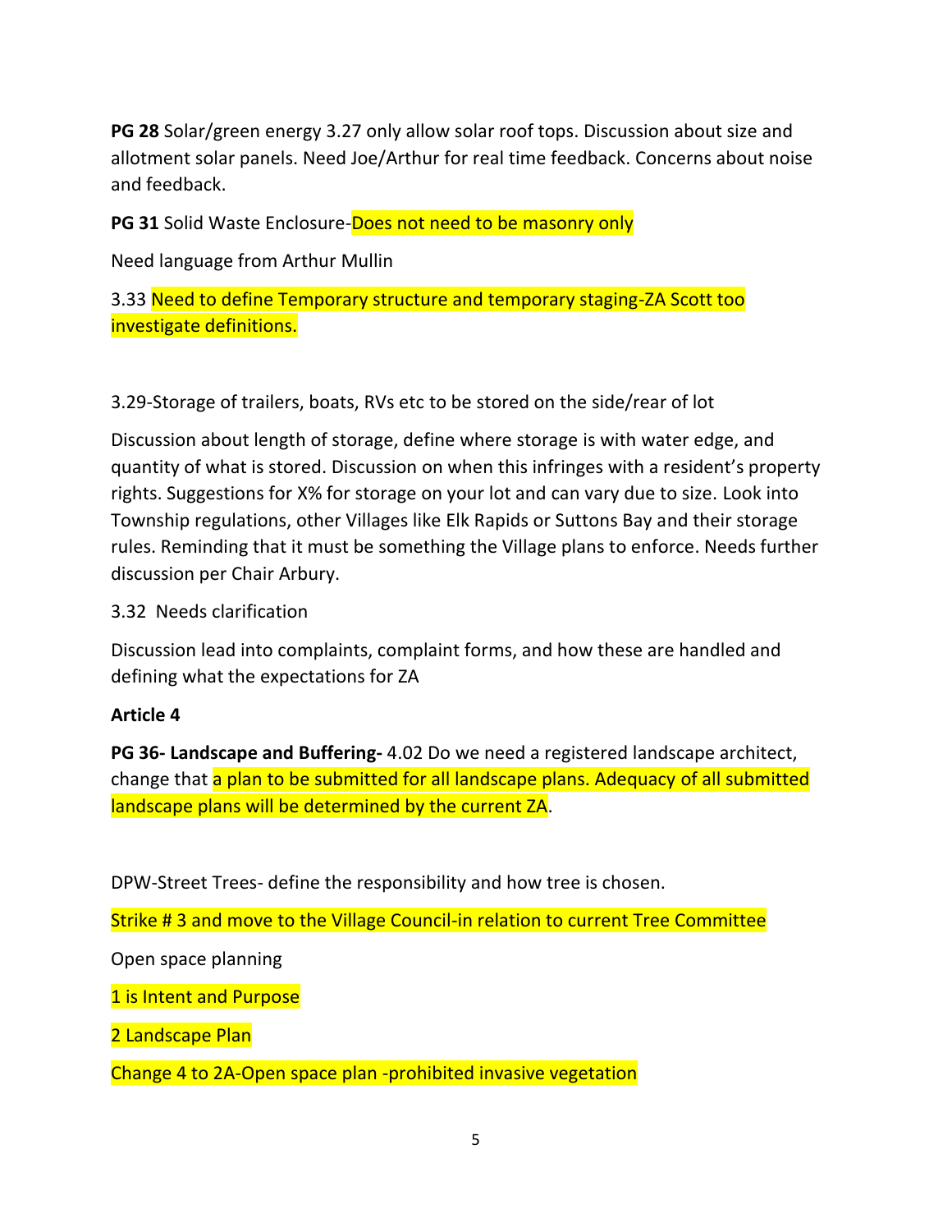**PG 28** Solar/green energy 3.27 only allow solar roof tops. Discussion about size and allotment solar panels. Need Joe/Arthur for real time feedback. Concerns about noise and feedback.

**PG 31** Solid Waste Enclosure-Does not need to be masonry only

Need language from Arthur Mullin

3.33 Need to define Temporary structure and temporary staging-ZA Scott too investigate definitions.

3.29-Storage of trailers, boats, RVs etc to be stored on the side/rear of lot

Discussion about length of storage, define where storage is with water edge, and quantity of what is stored. Discussion on when this infringes with a resident's property rights. Suggestions for X% for storage on your lot and can vary due to size. Look into Township regulations, other Villages like Elk Rapids or Suttons Bay and their storage rules. Reminding that it must be something the Village plans to enforce. Needs further discussion per Chair Arbury.

3.32 Needs clarification

Discussion lead into complaints, complaint forms, and how these are handled and defining what the expectations for ZA

**Article 4**

**PG 36- Landscape and Buffering-** 4.02 Do we need a registered landscape architect, change that a plan to be submitted for all landscape plans. Adequacy of all submitted landscape plans will be determined by the current ZA.

DPW-Street Trees- define the responsibility and how tree is chosen.

Strike # 3 and move to the Village Council-in relation to current Tree Committee

Open space planning

1 is Intent and Purpose

2 Landscape Plan

Change 4 to 2A-Open space plan -prohibited invasive vegetation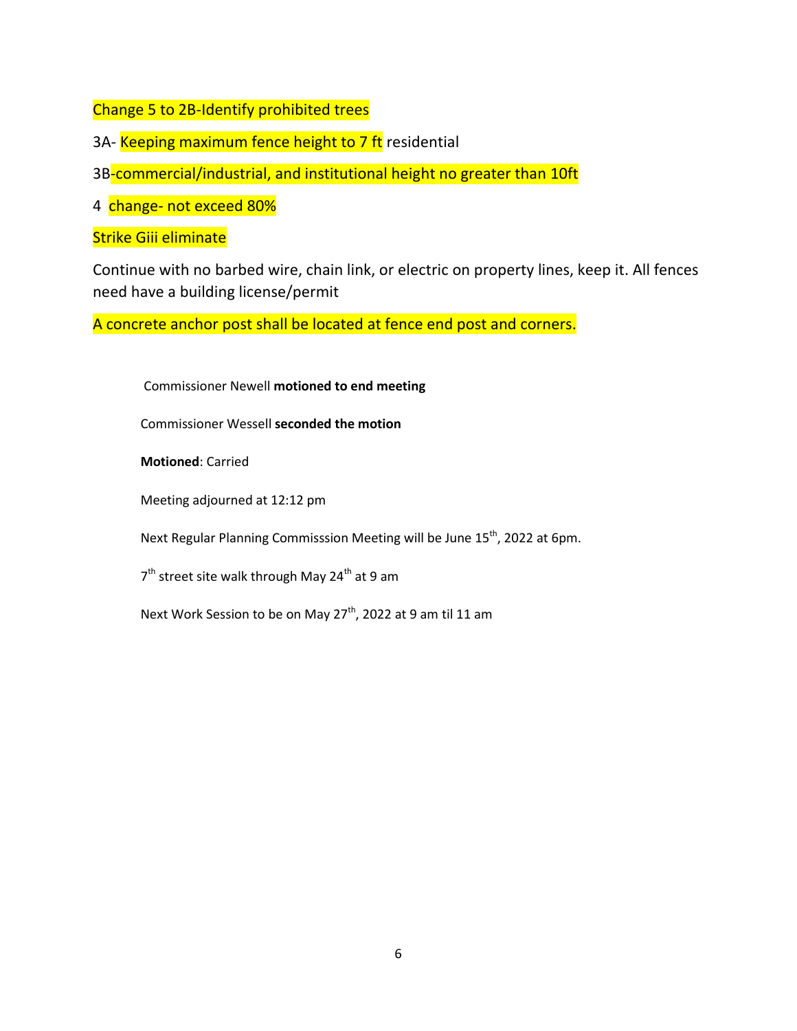Change 5 to 2B-Identify prohibited trees

3A- Keeping maximum fence height to 7 ft residential

3B-commercial/industrial, and institutional height no greater than 10ft

4 change- not exceed 80%

Strike Giii eliminate

Continue with no barbed wire, chain link, or electric on property lines, keep it. All fences need have a building license/permit

A concrete anchor post shall be located at fence end post and corners.

Commissioner Newell **motioned to end meeting**

Commissioner Wessell **seconded the motion**

**Motioned**: Carried

Meeting adjourned at 12:12 pm

Next Regular Planning Commisssion Meeting will be June 15th, 2022 at 6pm.

7th street site walk through May 24th at 9 am

Next Work Session to be on May 27th, 2022 at 9 am til 11 am